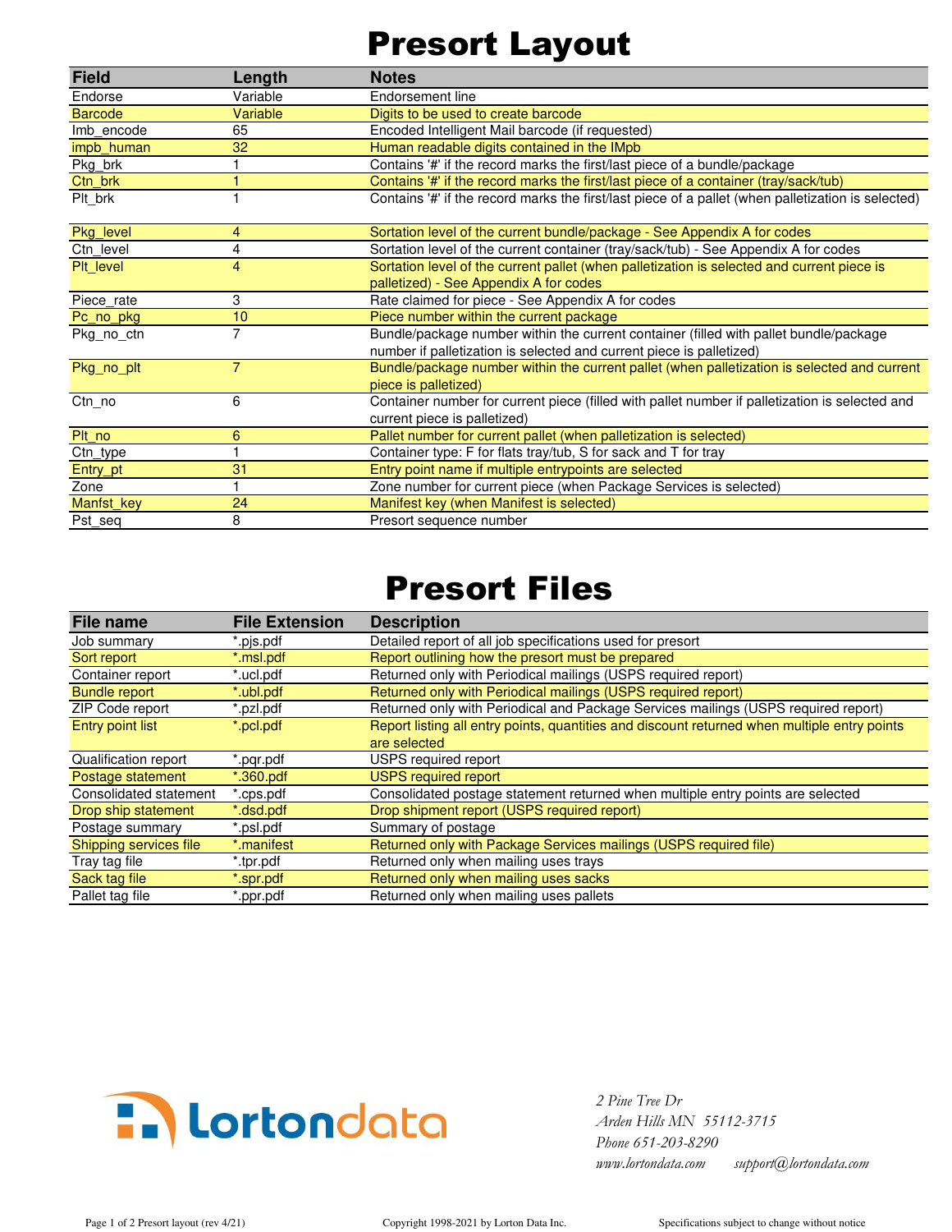# Presort Layout

| Field | Length | Notes |
|---|---|---|
| Endorse | Variable | Endorsement line |
| Barcode | Variable | Digits to be used to create barcode |
| Imb_encode | 65 | Encoded Intelligent Mail barcode (if requested) |
| impb_human | 32 | Human readable digits contained in the IMpb |
| Pkg_brk | 1 | Contains '#' if the record marks the first/last piece of a bundle/package |
| Ctn_brk | 1 | Contains '#' if the record marks the first/last piece of a container (tray/sack/tub) |
| Plt_brk | 1 | Contains '#' if the record marks the first/last piece of a pallet (when palletization is selected) |
| Pkg_level | 4 | Sortation level of the current bundle/package - See Appendix A for codes |
| Ctn_level | 4 | Sortation level of the current container (tray/sack/tub) - See Appendix A for codes |
| Plt_level | 4 | Sortation level of the current pallet (when palletization is selected and current piece is palletized) - See Appendix A for codes |
| Piece_rate | 3 | Rate claimed for piece - See Appendix A for codes |
| Pc_no_pkg | 10 | Piece number within the current package |
| Pkg_no_ctn | 7 | Bundle/package number within the current container (filled with pallet bundle/package number if palletization is selected and current piece is palletized) |
| Pkg_no_plt | 7 | Bundle/package number within the current pallet (when palletization is selected and current piece is palletized) |
| Ctn_no | 6 | Container number for current piece (filled with pallet number if palletization is selected and current piece is palletized) |
| Plt_no | 6 | Pallet number for current pallet (when palletization is selected) |
| Ctn_type | 1 | Container type: F for flats tray/tub, S for sack and T for tray |
| Entry_pt | 31 | Entry point name if multiple entrypoints are selected |
| Zone | 1 | Zone number for current piece (when Package Services is selected) |
| Manfst_key | 24 | Manifest key (when Manifest is selected) |
| Pst_seq | 8 | Presort sequence number |

# Presort Files

| File name | File Extension | Description |
|---|---|---|
| Job summary | *.pjs.pdf | Detailed report of all job specifications used for presort |
| Sort report | *.msl.pdf | Report outlining how the presort must be prepared |
| Container report | *.ucl.pdf | Returned only with Periodical mailings (USPS required report) |
| Bundle report | *.ubl.pdf | Returned only with Periodical mailings (USPS required report) |
| ZIP Code report | *.pzl.pdf | Returned only with Periodical and Package Services mailings (USPS required report) |
| Entry point list | *.pcl.pdf | Report listing all entry points, quantities and discount returned when multiple entry points are selected |
| Qualification report | *.pqr.pdf | USPS required report |
| Postage statement | *.360.pdf | USPS required report |
| Consolidated statement | *.cps.pdf | Consolidated postage statement returned when multiple entry points are selected |
| Drop ship statement | *.dsd.pdf | Drop shipment report (USPS required report) |
| Postage summary | *.psl.pdf | Summary of postage |
| Shipping services file | *.manifest | Returned only with Package Services mailings (USPS required file) |
| Tray tag file | *.tpr.pdf | Returned only when mailing uses trays |
| Sack tag file | *.spr.pdf | Returned only when mailing uses sacks |
| Pallet tag file | *.ppr.pdf | Returned only when mailing uses pallets |

Lortondata

*2 Pine Tree Dr*
*Arden Hills MN 55112-3715*
*Phone 651-203-8290*
*www.lortondata.com support@lortondata.com*

Presort layout (rev 4/21) Copyright 1998-2021 by Lorton Data Inc. Specifications subject to change without notice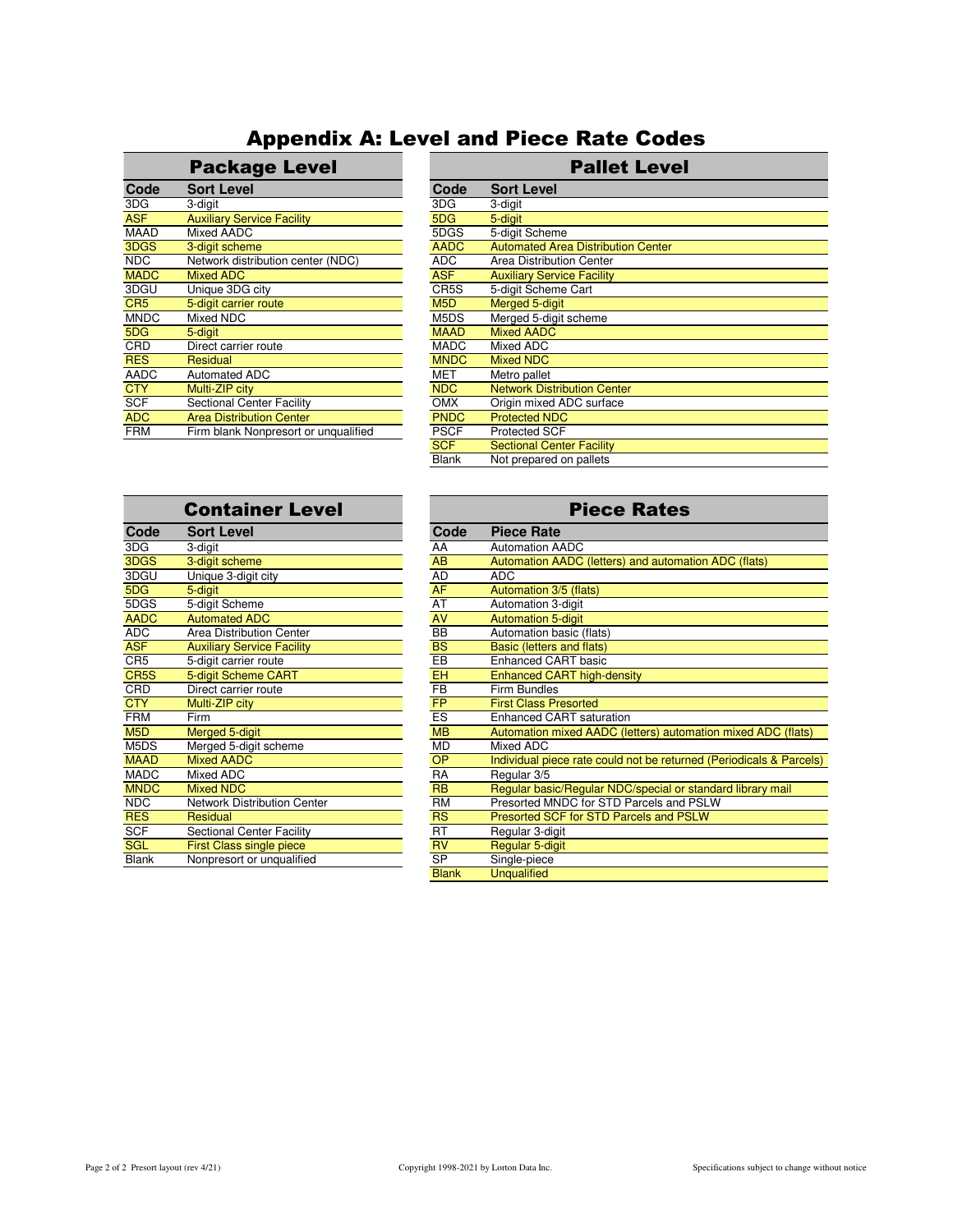# Appendix A: Level and Piece Rate Codes

## Package Level

| Code | Sort Level |
|---|---|
| 3DG | 3-digit |
| ASF | Auxiliary Service Facility |
| MAAD | Mixed AADC |
| 3DGS | 3-digit scheme |
| NDC | Network distribution center (NDC) |
| MADC | Mixed ADC |
| 3DGU | Unique 3DG city |
| CR5 | 5-digit carrier route |
| MNDC | Mixed NDC |
| 5DG | 5-digit |
| CRD | Direct carrier route |
| RES | Residual |
| AADC | Automated ADC |
| CTY | Multi-ZIP city |
| SCF | Sectional Center Facility |
| ADC | Area Distribution Center |
| FRM | Firm blank Nonpresort or unqualified |

## Pallet Level

| Code | Sort Level |
|---|---|
| 3DG | 3-digit |
| 5DG | 5-digit |
| 5DGS | 5-digit Scheme |
| AADC | Automated Area Distribution Center |
| ADC | Area Distribution Center |
| ASF | Auxiliary Service Facility |
| CR5S | 5-digit Scheme Cart |
| M5D | Merged 5-digit |
| M5DS | Merged 5-digit scheme |
| MAAD | Mixed AADC |
| MADC | Mixed ADC |
| MNDC | Mixed NDC |
| MET | Metro pallet |
| NDC | Network Distribution Center |
| OMX | Origin mixed ADC surface |
| PNDC | Protected NDC |
| PSCF | Protected SCF |
| SCF | Sectional Center Facility |
| Blank | Not prepared on pallets |

## Container Level

| Code | Sort Level |
|---|---|
| 3DG | 3-digit |
| 3DGS | 3-digit scheme |
| 3DGU | Unique 3-digit city |
| 5DG | 5-digit |
| 5DGS | 5-digit Scheme |
| AADC | Automated ADC |
| ADC | Area Distribution Center |
| ASF | Auxiliary Service Facility |
| CR5 | 5-digit carrier route |
| CR5S | 5-digit Scheme CART |
| CRD | Direct carrier route |
| CTY | Multi-ZIP city |
| FRM | Firm |
| M5D | Merged 5-digit |
| M5DS | Merged 5-digit scheme |
| MAAD | Mixed AADC |
| MADC | Mixed ADC |
| MNDC | Mixed NDC |
| NDC | Network Distribution Center |
| RES | Residual |
| SCF | Sectional Center Facility |
| SGL | First Class single piece |
| Blank | Nonpresort or unqualified |

## Piece Rates

| Code | Piece Rate |
|---|---|
| AA | Automation AADC |
| AB | Automation AADC (letters) and automation ADC (flats) |
| AD | ADC |
| AF | Automation 3/5 (flats) |
| AT | Automation 3-digit |
| AV | Automation 5-digit |
| BB | Automation basic (flats) |
| BS | Basic (letters and flats) |
| EB | Enhanced CART basic |
| EH | Enhanced CART high-density |
| FB | Firm Bundles |
| FP | First Class Presorted |
| ES | Enhanced CART saturation |
| MB | Automation mixed AADC (letters) automation mixed ADC (flats) |
| MD | Mixed ADC |
| OP | Individual piece rate could not be returned (Periodicals & Parcels) |
| RA | Regular 3/5 |
| RB | Regular basic/Regular NDC/special or standard library mail |
| RM | Presorted MNDC for STD Parcels and PSLW |
| RS | Presorted SCF for STD Parcels and PSLW |
| RT | Regular 3-digit |
| RV | Regular 5-digit |
| SP | Single-piece |
| Blank | Unqualified |